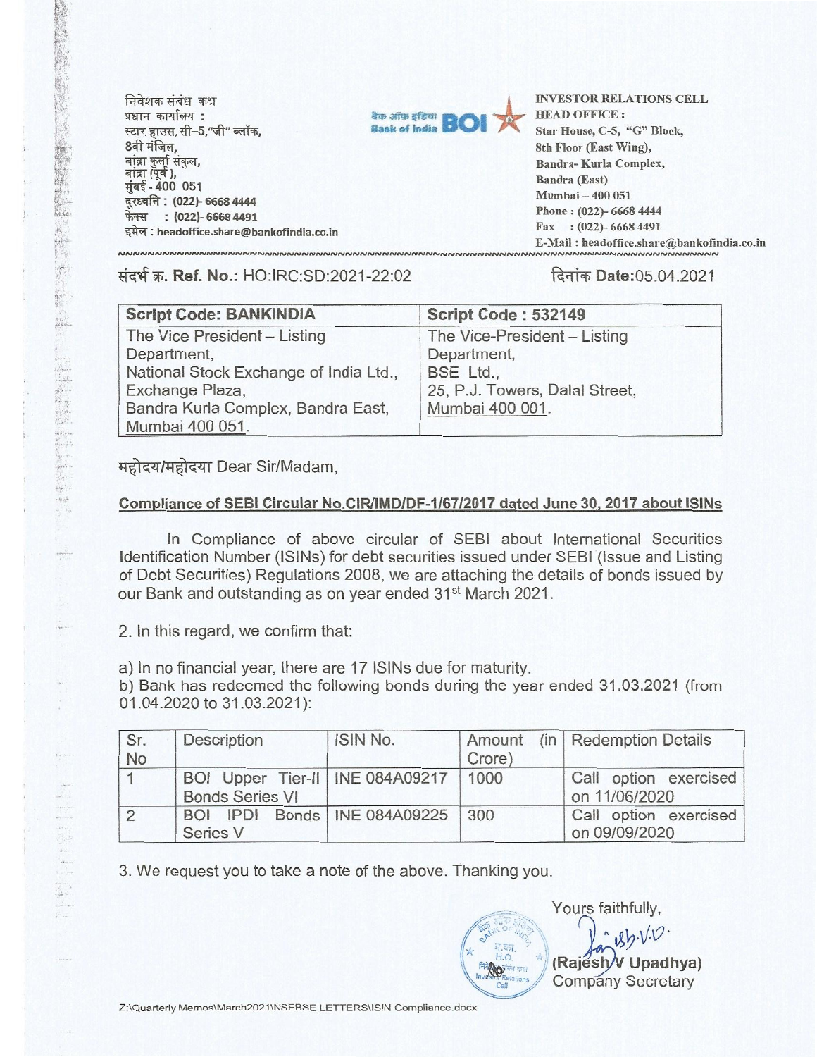निवेशक संबंध कक्ष
प्रधान कार्यालय :
स्टार हाउस, सी-5,"जी" ब्लॉक,
8वी मंजिल,
बांद्रा कुर्ला संकुल,
बांद्रा (पूर्व ),
मुंबई - 400 051
दूरध्वनि : (022)- 6668 4444
फेक्स : (022)- 6668 4491
इमेल : headoffice.share@bankofindia.co.in

बैंक ऑफ इंडिया Bank of India BOI

INVESTOR RELATIONS CELL
HEAD OFFICE :
Star House, C-5, "G" Block,
8th Floor (East Wing),
Bandra- Kurla Complex,
Bandra (East)
Mumbai – 400 051
Phone : (022)- 6668 4444
Fax : (022)- 6668 4491
E-Mail : headoffice.share@bankofindia.co.in

संदर्भ क्र. **Ref. No.:** HO:IRC:SD:2021-22:02

दिनांक **Date:**05.04.2021

| **Script Code: BANKINDIA** | **Script Code : 532149** |
|---|---|
| The Vice President – Listing Department, National Stock Exchange of India Ltd., Exchange Plaza, Bandra Kurla Complex, Bandra East, Mumbai 400 051. | The Vice-President – Listing Department, BSE Ltd., 25, P.J. Towers, Dalal Street, Mumbai 400 001. |

महोदय/महोदया Dear Sir/Madam,

**Compliance of SEBI Circular No.CIR/IMD/DF-1/67/2017 dated June 30, 2017 about ISINs**

In Compliance of above circular of SEBI about International Securities Identification Number (ISINs) for debt securities issued under SEBI (Issue and Listing of Debt Securities) Regulations 2008, we are attaching the details of bonds issued by our Bank and outstanding as on year ended 31st March 2021.

2. In this regard, we confirm that:

a) In no financial year, there are 17 ISINs due for maturity.
b) Bank has redeemed the following bonds during the year ended 31.03.2021 (from 01.04.2020 to 31.03.2021):

| Sr. No | Description | ISIN No. | Amount (in Crore) | Redemption Details |
|---|---|---|---|---|
| 1 | BOI Upper Tier-II Bonds Series VI | INE 084A09217 | 1000 | Call option exercised on 11/06/2020 |
| 2 | BOI IPDI Bonds Series V | INE 084A09225 | 300 | Call option exercised on 09/09/2020 |

3. We request you to take a note of the above. Thanking you.

Yours faithfully,

(Rajesh V Upadhya)
Company Secretary

Z:\Quarterly Memos\March2021\NSEBSE LETTERS\ISIN Compliance.docx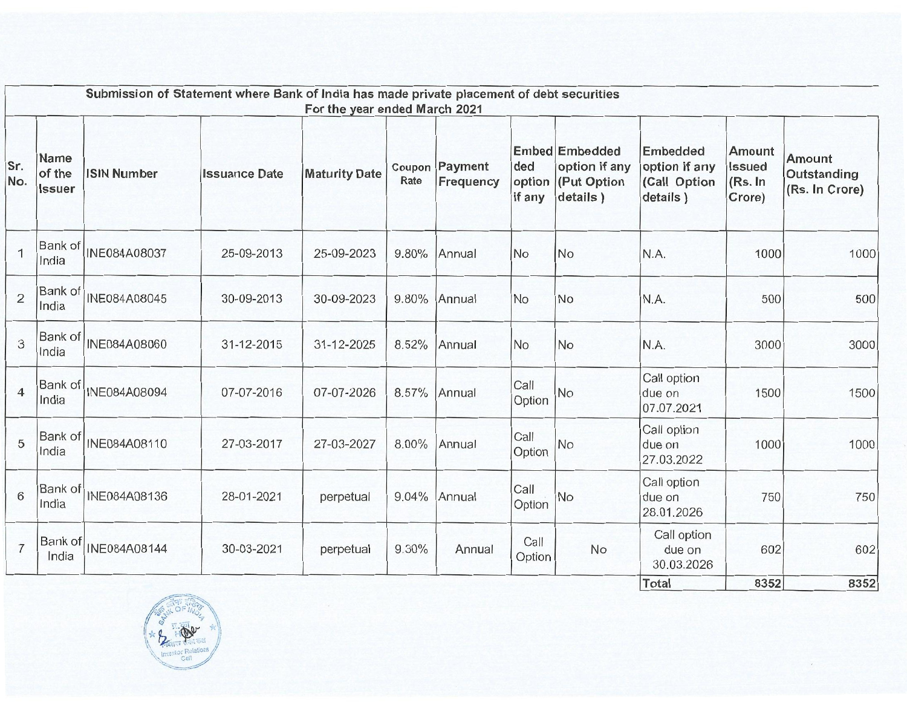Submission of Statement where Bank of India has made private placement of debt securities
For the year ended March 2021

| Sr. No. | Name of the Issuer | ISIN Number | Issuance Date | Maturity Date | Coupon Rate | Payment Frequency | Embedded option if any | Embedded option if any (Put Option details ) | Embedded option if any (Call Option details ) | Amount Issued (Rs. In Crore) | Amount Outstanding (Rs. In Crore) |
|---|---|---|---|---|---|---|---|---|---|---|---|
| 1 | Bank of India | INE084A08037 | 25-09-2013 | 25-09-2023 | 9.80% | Annual | No | No | N.A. | 1000 | 1000 |
| 2 | Bank of India | INE084A08045 | 30-09-2013 | 30-09-2023 | 9.80% | Annual | No | No | N.A. | 500 | 500 |
| 3 | Bank of India | INE084A08060 | 31-12-2015 | 31-12-2025 | 8.52% | Annual | No | No | N.A. | 3000 | 3000 |
| 4 | Bank of India | INE084A08094 | 07-07-2016 | 07-07-2026 | 8.57% | Annual | Call Option | No | Call option due on 07.07.2021 | 1500 | 1500 |
| 5 | Bank of India | INE084A08110 | 27-03-2017 | 27-03-2027 | 8.00% | Annual | Call Option | No | Call option due on 27.03.2022 | 1000 | 1000 |
| 6 | Bank of India | INE084A08136 | 28-01-2021 | perpetual | 9.04% | Annual | Call Option | No | Call option due on 28.01.2026 | 750 | 750 |
| 7 | Bank of India | INE084A08144 | 30-03-2021 | perpetual | 9.50% | Annual | Call Option | No | Call option due on 30.03.2026 | 602 | 602 |
| | | | | | | | | | Total | 8352 | 8352 |